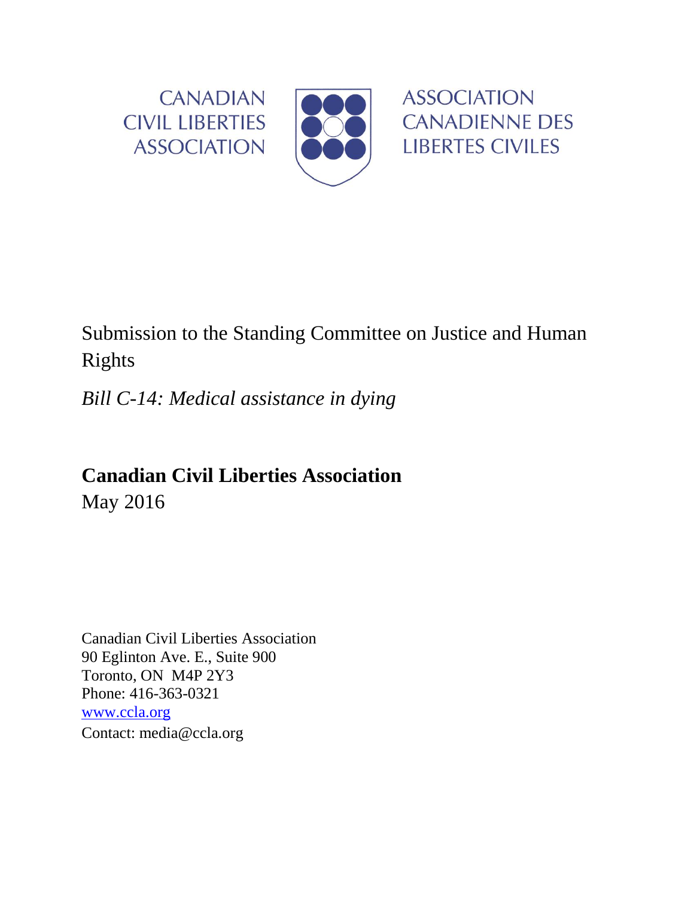CANADIAN CIVIL LIBERTIES ASSOCIATION

ASSOCIATION CANADIENNE DES LIBERTES CIVILES

Submission to the Standing Committee on Justice and Human Rights

*Bill C-14: Medical assistance in dying*

**Canadian Civil Liberties Association**

May 2016

Canadian Civil Liberties Association
90 Eglinton Ave. E., Suite 900
Toronto, ON M4P 2Y3
Phone: 416-363-0321
www.ccla.org
Contact: media@ccla.org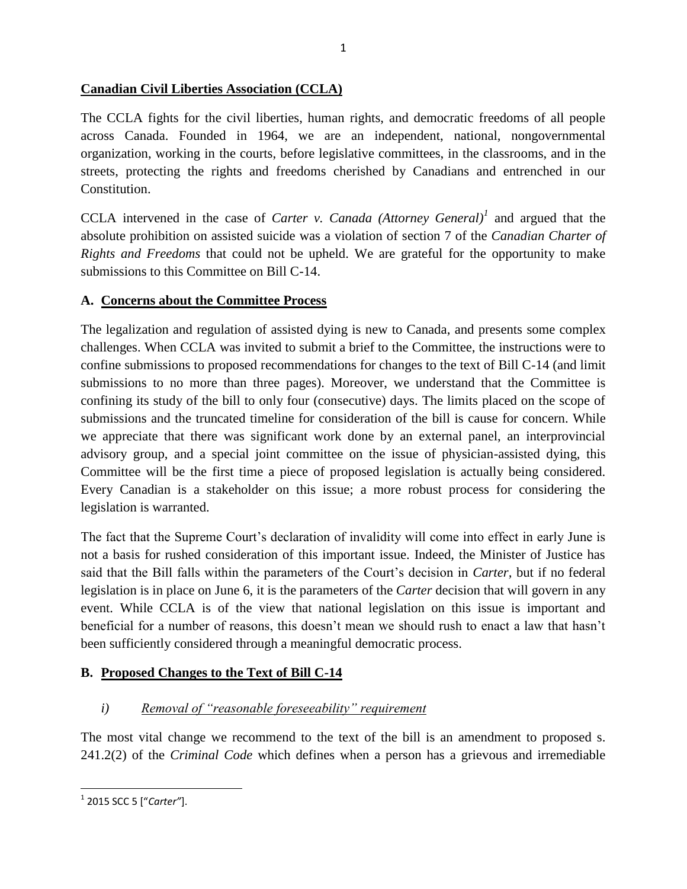**Canadian Civil Liberties Association (CCLA)**

The CCLA fights for the civil liberties, human rights, and democratic freedoms of all people across Canada. Founded in 1964, we are an independent, national, nongovernmental organization, working in the courts, before legislative committees, in the classrooms, and in the streets, protecting the rights and freedoms cherished by Canadians and entrenched in our Constitution.

CCLA intervened in the case of *Carter v. Canada (Attorney General)*[1] and argued that the absolute prohibition on assisted suicide was a violation of section 7 of the *Canadian Charter of Rights and Freedoms* that could not be upheld. We are grateful for the opportunity to make submissions to this Committee on Bill C-14.

## A. Concerns about the Committee Process

The legalization and regulation of assisted dying is new to Canada, and presents some complex challenges. When CCLA was invited to submit a brief to the Committee, the instructions were to confine submissions to proposed recommendations for changes to the text of Bill C-14 (and limit submissions to no more than three pages). Moreover, we understand that the Committee is confining its study of the bill to only four (consecutive) days. The limits placed on the scope of submissions and the truncated timeline for consideration of the bill is cause for concern. While we appreciate that there was significant work done by an external panel, an interprovincial advisory group, and a special joint committee on the issue of physician-assisted dying, this Committee will be the first time a piece of proposed legislation is actually being considered. Every Canadian is a stakeholder on this issue; a more robust process for considering the legislation is warranted.

The fact that the Supreme Court's declaration of invalidity will come into effect in early June is not a basis for rushed consideration of this important issue. Indeed, the Minister of Justice has said that the Bill falls within the parameters of the Court's decision in *Carter*, but if no federal legislation is in place on June 6, it is the parameters of the *Carter* decision that will govern in any event. While CCLA is of the view that national legislation on this issue is important and beneficial for a number of reasons, this doesn't mean we should rush to enact a law that hasn't been sufficiently considered through a meaningful democratic process.

## B. Proposed Changes to the Text of Bill C-14

### *i) Removal of "reasonable foreseeability" requirement*

The most vital change we recommend to the text of the bill is an amendment to proposed s. 241.2(2) of the *Criminal Code* which defines when a person has a grievous and irremediable

---

[1] 2015 SCC 5 ["*Carter*"].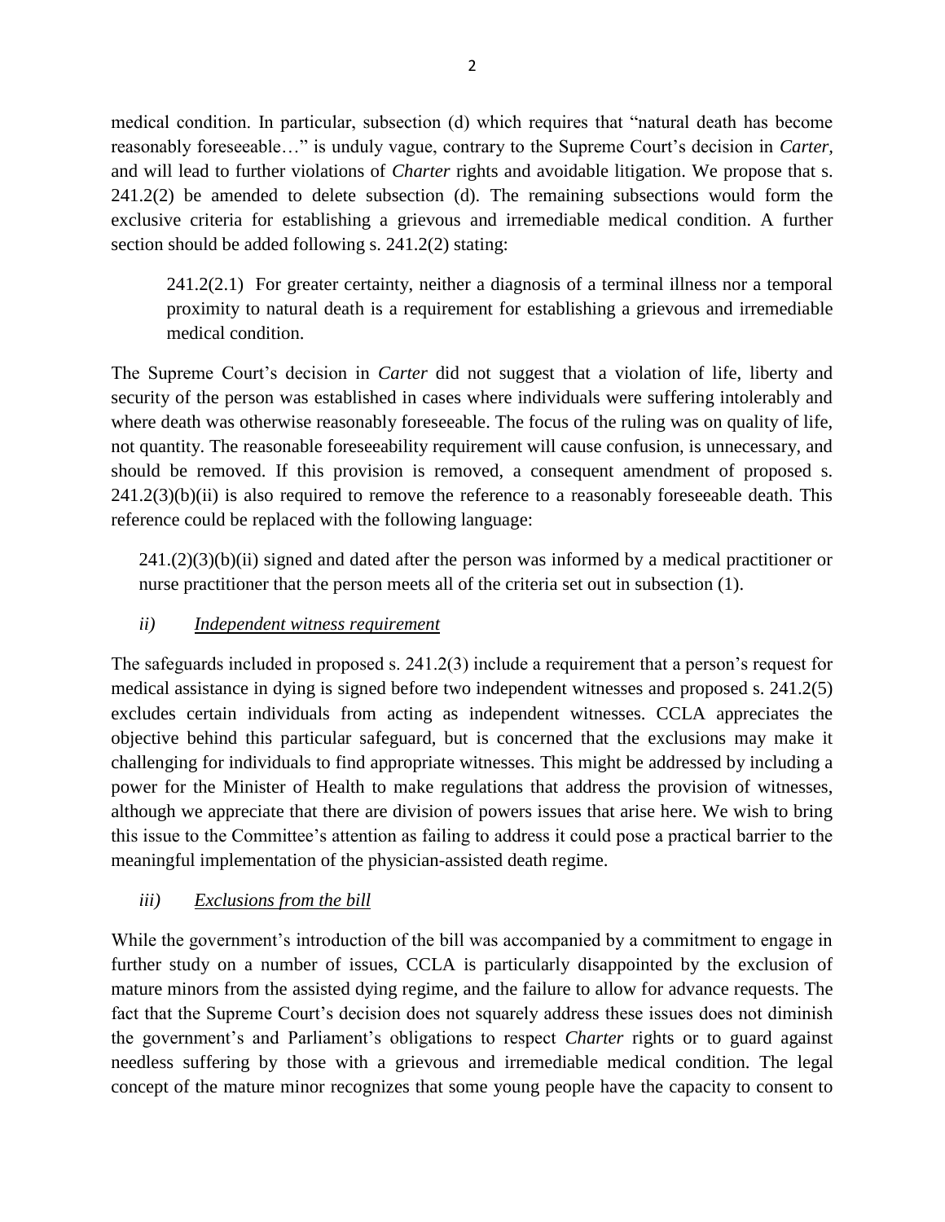medical condition. In particular, subsection (d) which requires that "natural death has become reasonably foreseeable…" is unduly vague, contrary to the Supreme Court's decision in *Carter,* and will lead to further violations of *Charter* rights and avoidable litigation. We propose that s. 241.2(2) be amended to delete subsection (d). The remaining subsections would form the exclusive criteria for establishing a grievous and irremediable medical condition. A further section should be added following s. 241.2(2) stating:

> 241.2(2.1) For greater certainty, neither a diagnosis of a terminal illness nor a temporal proximity to natural death is a requirement for establishing a grievous and irremediable medical condition.

The Supreme Court's decision in *Carter* did not suggest that a violation of life, liberty and security of the person was established in cases where individuals were suffering intolerably and where death was otherwise reasonably foreseeable. The focus of the ruling was on quality of life, not quantity. The reasonable foreseeability requirement will cause confusion, is unnecessary, and should be removed. If this provision is removed, a consequent amendment of proposed s. 241.2(3)(b)(ii) is also required to remove the reference to a reasonably foreseeable death. This reference could be replaced with the following language:

> 241.(2)(3)(b)(ii) signed and dated after the person was informed by a medical practitioner or nurse practitioner that the person meets all of the criteria set out in subsection (1).

### *ii) Independent witness requirement*

The safeguards included in proposed s. 241.2(3) include a requirement that a person's request for medical assistance in dying is signed before two independent witnesses and proposed s. 241.2(5) excludes certain individuals from acting as independent witnesses. CCLA appreciates the objective behind this particular safeguard, but is concerned that the exclusions may make it challenging for individuals to find appropriate witnesses. This might be addressed by including a power for the Minister of Health to make regulations that address the provision of witnesses, although we appreciate that there are division of powers issues that arise here. We wish to bring this issue to the Committee's attention as failing to address it could pose a practical barrier to the meaningful implementation of the physician-assisted death regime.

### *iii) Exclusions from the bill*

While the government's introduction of the bill was accompanied by a commitment to engage in further study on a number of issues, CCLA is particularly disappointed by the exclusion of mature minors from the assisted dying regime, and the failure to allow for advance requests. The fact that the Supreme Court's decision does not squarely address these issues does not diminish the government's and Parliament's obligations to respect *Charter* rights or to guard against needless suffering by those with a grievous and irremediable medical condition. The legal concept of the mature minor recognizes that some young people have the capacity to consent to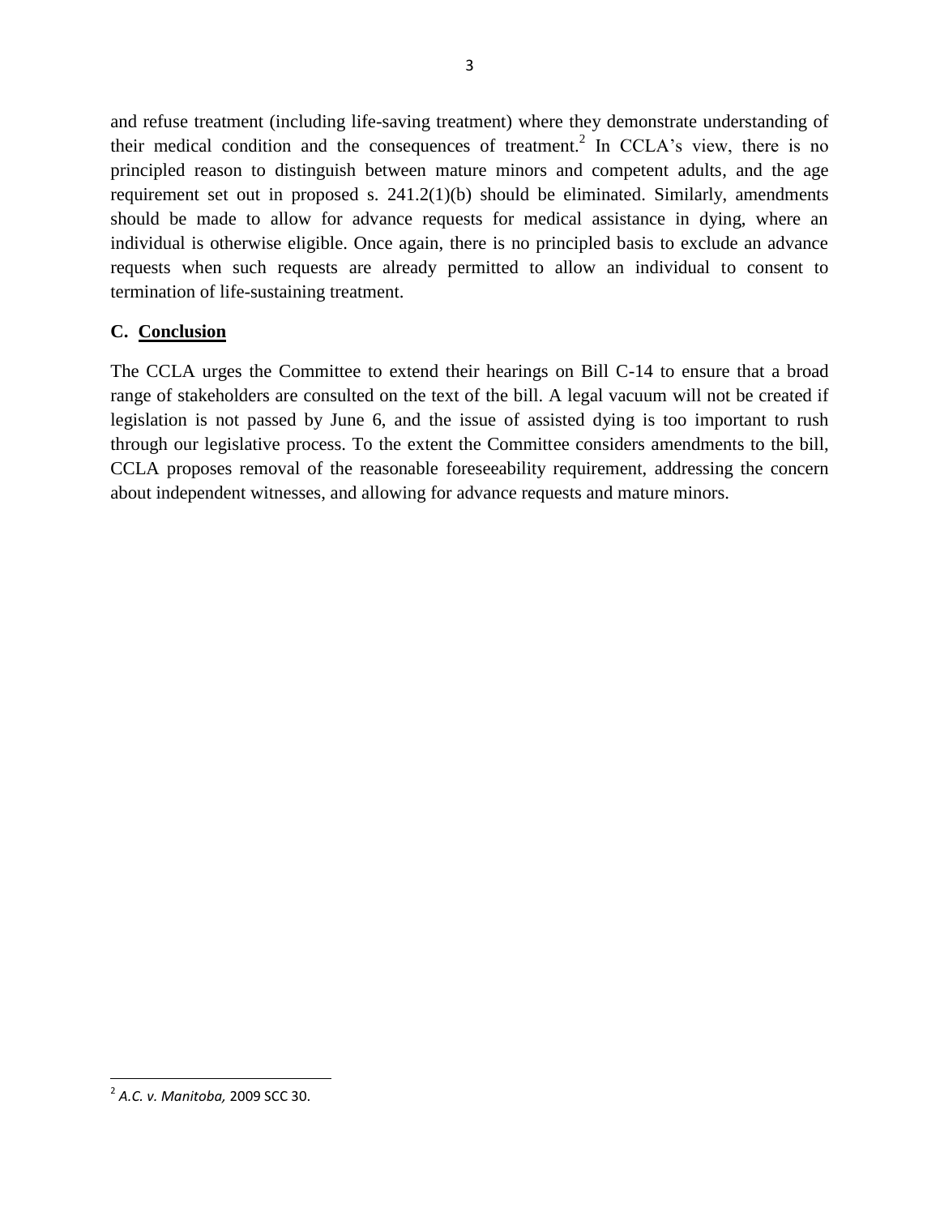and refuse treatment (including life-saving treatment) where they demonstrate understanding of their medical condition and the consequences of treatment.[2] In CCLA's view, there is no principled reason to distinguish between mature minors and competent adults, and the age requirement set out in proposed s. 241.2(1)(b) should be eliminated. Similarly, amendments should be made to allow for advance requests for medical assistance in dying, where an individual is otherwise eligible. Once again, there is no principled basis to exclude an advance requests when such requests are already permitted to allow an individual to consent to termination of life-sustaining treatment.

## C. Conclusion

The CCLA urges the Committee to extend their hearings on Bill C-14 to ensure that a broad range of stakeholders are consulted on the text of the bill. A legal vacuum will not be created if legislation is not passed by June 6, and the issue of assisted dying is too important to rush through our legislative process. To the extent the Committee considers amendments to the bill, CCLA proposes removal of the reasonable foreseeability requirement, addressing the concern about independent witnesses, and allowing for advance requests and mature minors.

---

[2] *A.C. v. Manitoba,* 2009 SCC 30.